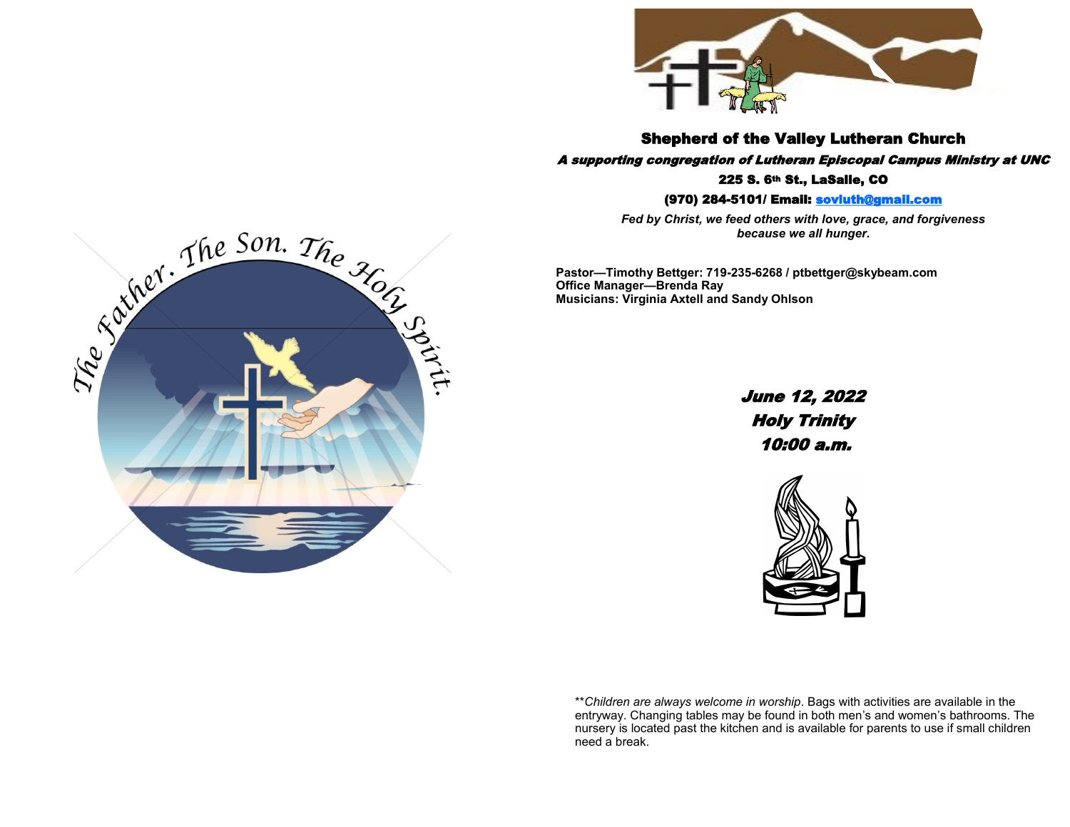The Father. The Son. The Holy Spirit.

# Shepherd of the Valley Lutheran Church

***A supporting congregation of Lutheran Episcopal Campus Ministry at UNC***

**225 S. 6th St., LaSalle, CO**

**(970) 284-5101/ Email: sovluth@gmail.com**

***Fed by Christ, we feed others with love, grace, and forgiveness because we all hunger.***

**Pastor—Timothy Bettger: 719-235-6268 / ptbettger@skybeam.com**
**Office Manager—Brenda Ray**
**Musicians: Virginia Axtell and Sandy Ohlson**

## *June 12, 2022*
## *Holy Trinity*
## *10:00 a.m.*

**\*\****Children are always welcome in worship*. Bags with activities are available in the entryway. Changing tables may be found in both men's and women's bathrooms. The nursery is located past the kitchen and is available for parents to use if small children need a break.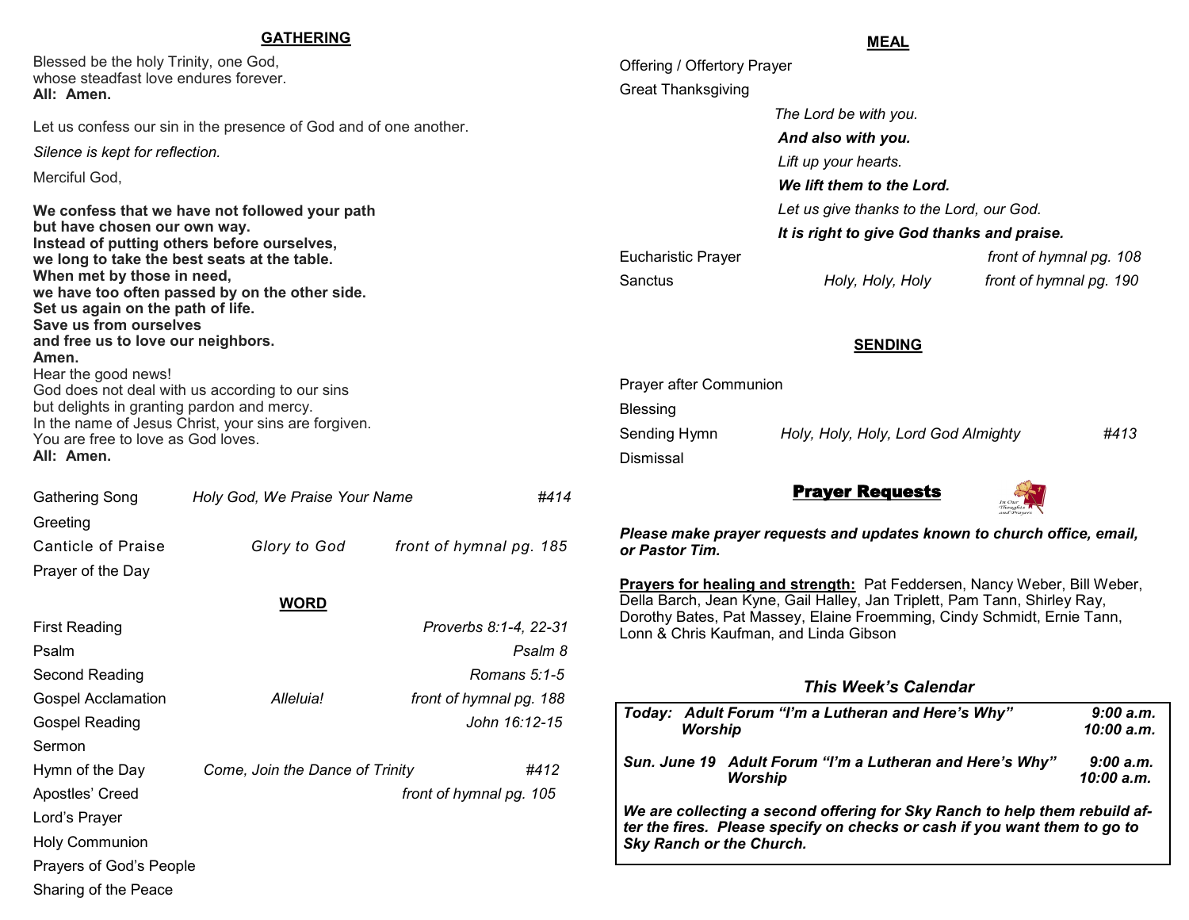## GATHERING

Blessed be the holy Trinity, one God,
whose steadfast love endures forever.
**All: Amen.**

Let us confess our sin in the presence of God and of one another.

*Silence is kept for reflection.*

Merciful God,

**We confess that we have not followed your path**
**but have chosen our own way.**
**Instead of putting others before ourselves,**
**we long to take the best seats at the table.**
**When met by those in need,**
**we have too often passed by on the other side.**
**Set us again on the path of life.**
**Save us from ourselves**
**and free us to love our neighbors.**
**Amen.**

Hear the good news!
God does not deal with us according to our sins
but delights in granting pardon and mercy.
In the name of Jesus Christ, your sins are forgiven.
You are free to love as God loves.
**All: Amen.**

| | | |
|---|---|---|
| Gathering Song | *Holy God, We Praise Your Name* | *#414* |
| Greeting | | |
| Canticle of Praise | *Glory to God* | *front of hymnal pg. 185* |
| Prayer of the Day | | |

## WORD

| | | |
|---|---|---|
| First Reading | | *Proverbs 8:1-4, 22-31* |
| Psalm | | *Psalm 8* |
| Second Reading | | *Romans 5:1-5* |
| Gospel Acclamation | *Alleluia!* | *front of hymnal pg. 188* |
| Gospel Reading | | *John 16:12-15* |
| Sermon | | |
| Hymn of the Day | *Come, Join the Dance of Trinity* | *#412* |
| Apostles' Creed | | *front of hymnal pg. 105* |
| Lord's Prayer | | |
| Holy Communion | | |
| Prayers of God's People | | |
| Sharing of the Peace | | |

## MEAL

Offering / Offertory Prayer

Great Thanksgiving

*The Lord be with you.*
***And also with you.***
*Lift up your hearts.*
***We lift them to the Lord.***
*Let us give thanks to the Lord, our God.*
***It is right to give God thanks and praise.***

| | | |
|---|---|---|
| Eucharistic Prayer | | *front of hymnal pg. 108* |
| Sanctus | *Holy, Holy, Holy* | *front of hymnal pg. 190* |

## SENDING

| | | |
|---|---|---|
| Prayer after Communion | | |
| Blessing | | |
| Sending Hymn | *Holy, Holy, Holy, Lord God Almighty* | *#413* |
| Dismissal | | |

## Prayer Requests

***Please make prayer requests and updates known to church office, email, or Pastor Tim.***

**Prayers for healing and strength:** Pat Feddersen, Nancy Weber, Bill Weber, Della Barch, Jean Kyne, Gail Halley, Jan Triplett, Pam Tann, Shirley Ray, Dorothy Bates, Pat Massey, Elaine Froemming, Cindy Schmidt, Ernie Tann, Lonn & Chris Kaufman, and Linda Gibson

### *This Week's Calendar*

| | | |
|---|---|---|
| ***Today:*** | ***Adult Forum "I'm a Lutheran and Here's Why"*** | ***9:00 a.m.*** |
| | ***Worship*** | ***10:00 a.m.*** |
| ***Sun. June 19*** | ***Adult Forum "I'm a Lutheran and Here's Why"*** | ***9:00 a.m.*** |
| | ***Worship*** | ***10:00 a.m.*** |

***We are collecting a second offering for Sky Ranch to help them rebuild after the fires. Please specify on checks or cash if you want them to go to Sky Ranch or the Church.***